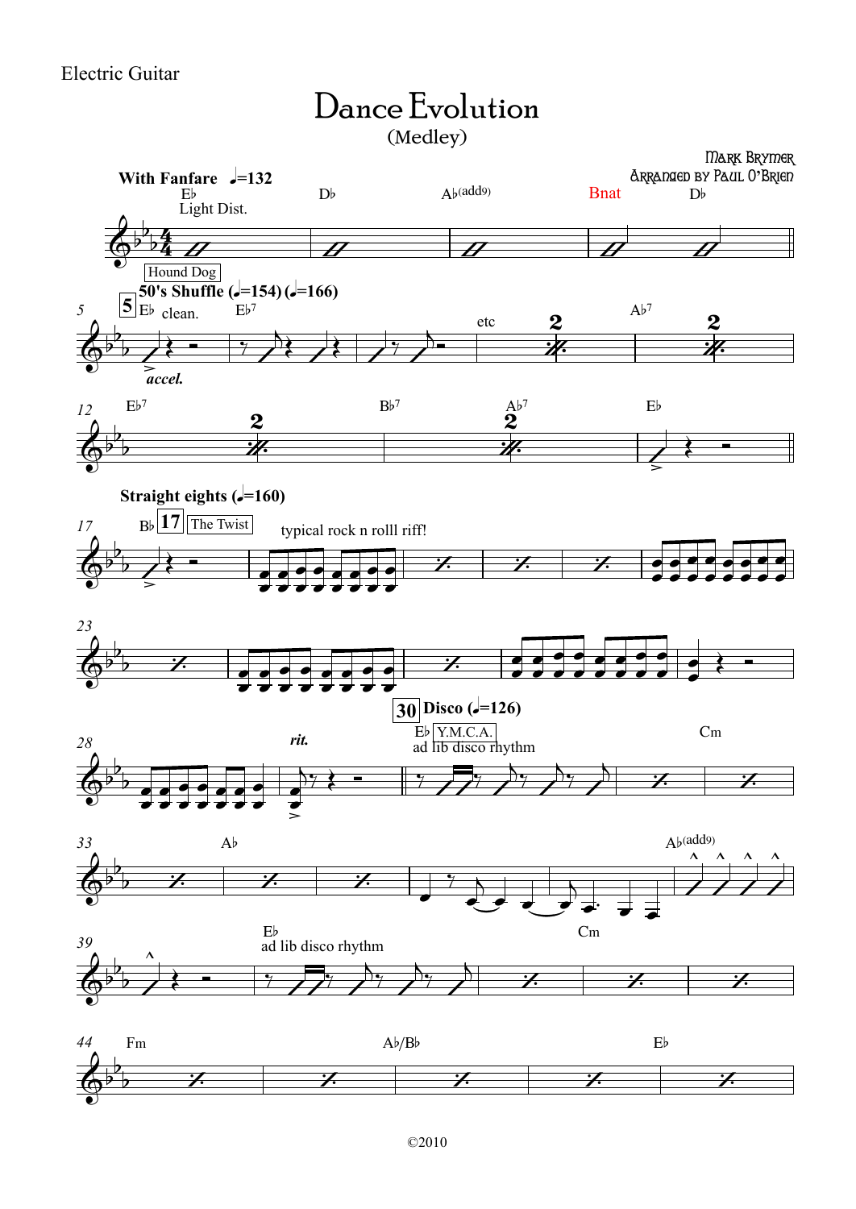Electric Guitar

# Dance Evolution

## (Medley)

Mark Brymer
Arranged by Paul O'Brien

**With Fanfare** ♩=132

E♭ Light Dist. | D♭ | A♭(add9) | Bnat | D♭

Hound Dog

**50's Shuffle** (♩=154) (♩=166)

5 E♭ clean. *accel.* | E♭7 | etc | A♭7

12 E♭7 | B♭7 | A♭7 | E♭

**Straight eights** (♩=160)

17 B♭ | 17 | The Twist | typical rock n rolll riff!

23

28 *rit.*

30 **Disco** (♩=126)

E♭ Y.M.C.A. ad lib disco rhythm | Cm

33 A♭ | A♭(add9)

39 E♭ ad lib disco rhythm | Cm

44 Fm | A♭/B♭ | E♭

©2010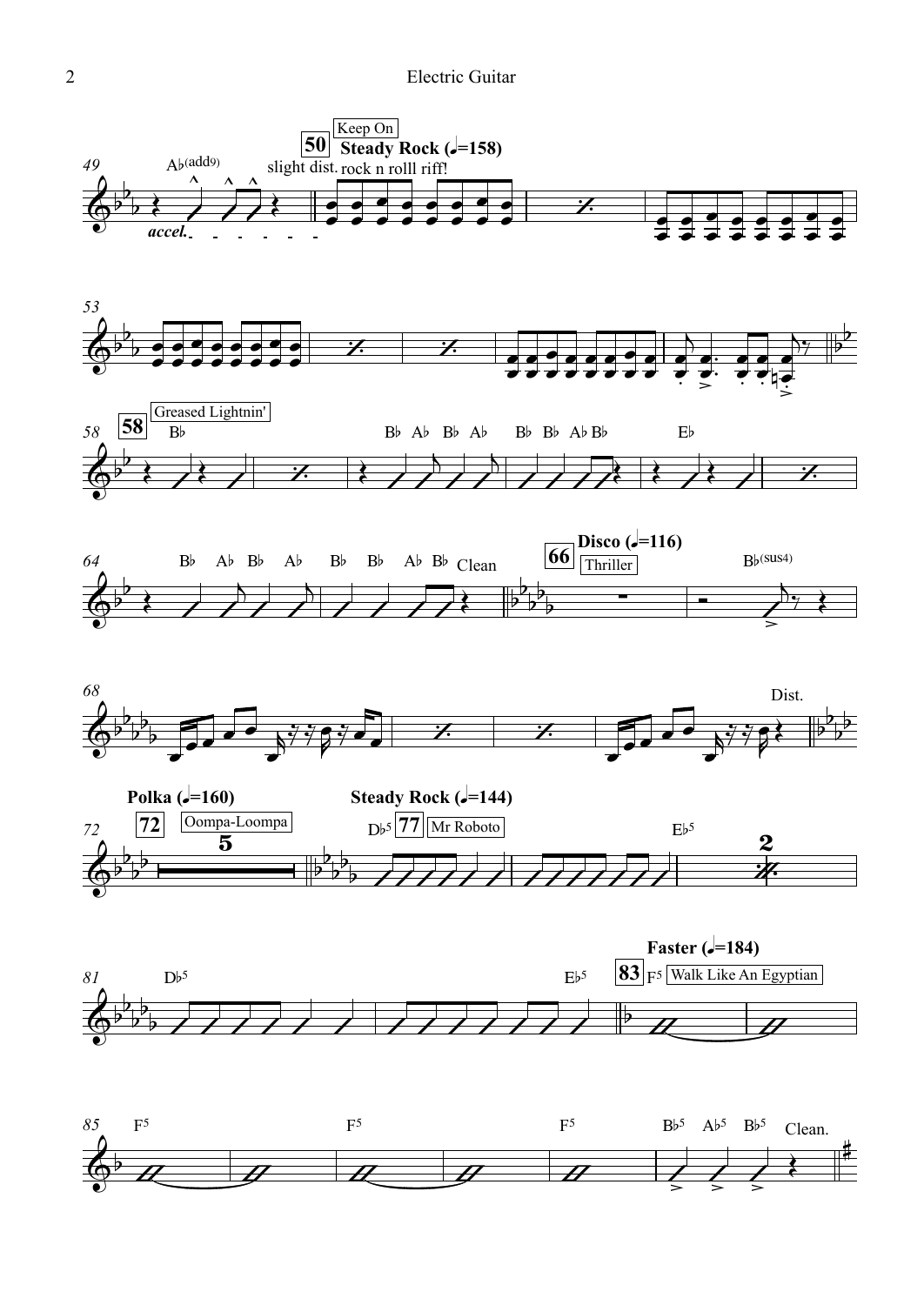Electric Guitar

49 A♭(add9) *accel.* slight dist.

**50** Keep On — **Steady Rock (♩=158)** rock n rolll riff!

53

**58** Greased Lightnin' — B♭ B♭ A♭ B♭ A♭ B♭ B♭ A♭ B♭ E♭

64 B♭ A♭ B♭ A♭ B♭ B♭ A♭ B♭ Clean

**66** Thriller — **Disco (♩=116)** B♭(sus4)

68 Dist.

**72** Oompa-Loompa — **Polka (♩=160)** 5

**77** Mr Roboto — **Steady Rock (♩=144)** D♭5 E♭5 2

81 D♭5 E♭5

**83** Walk Like An Egyptian — **Faster (♩=184)** F5

85 F5 F5 F5 B♭5 A♭5 B♭5 Clean.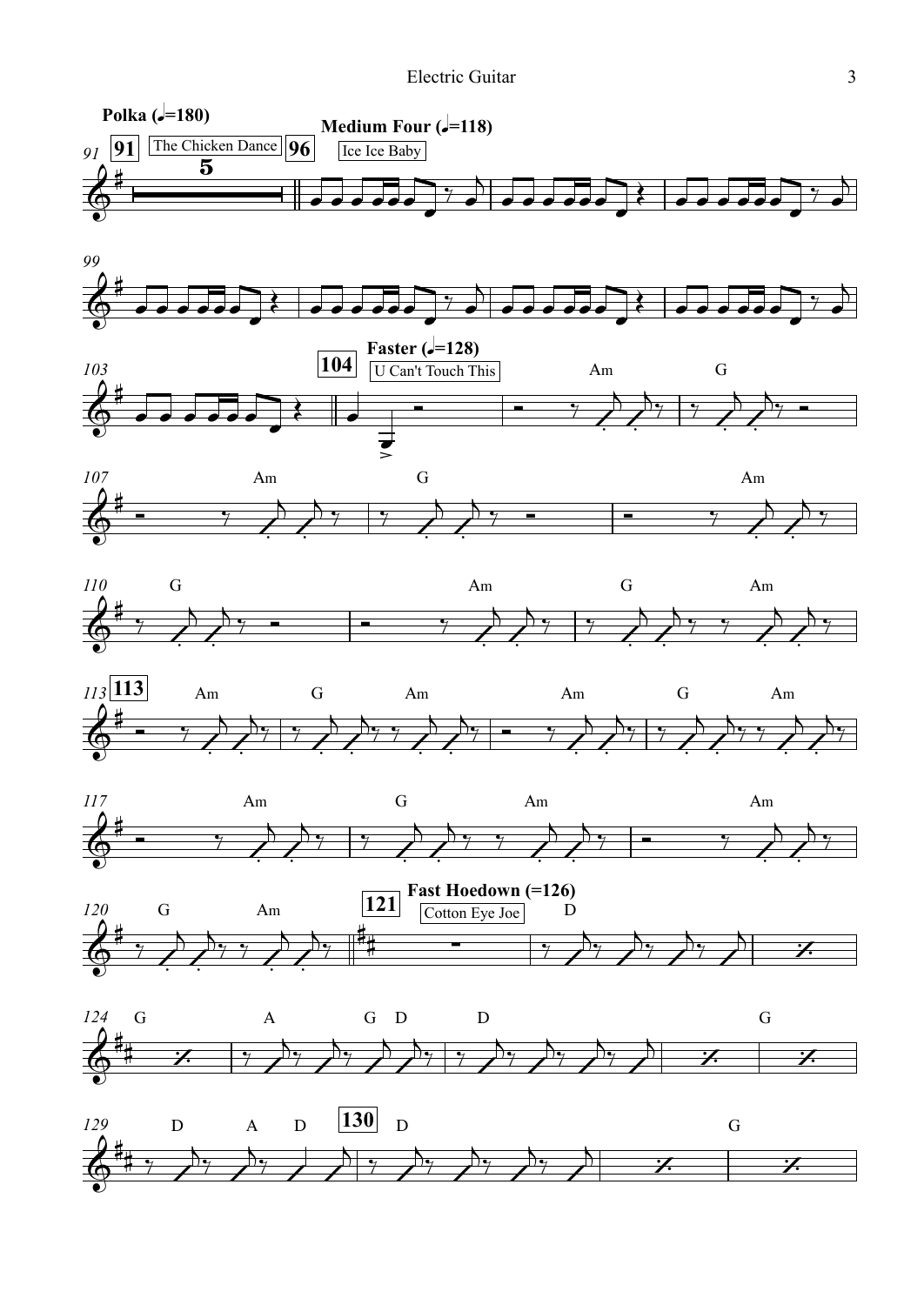Polka (♩=180) — 91 — The Chicken Dance — 5

96 — Medium Four (♩=118) — Ice Ice Baby

104 — Faster (♩=128) — U Can't Touch This

Am G Am G Am G Am G Am

113 — Am G Am Am G Am

Am G Am Am G Am

121 — Fast Hoedown (=126) — Cotton Eye Joe

D G A G D D G

D A D

130 — D G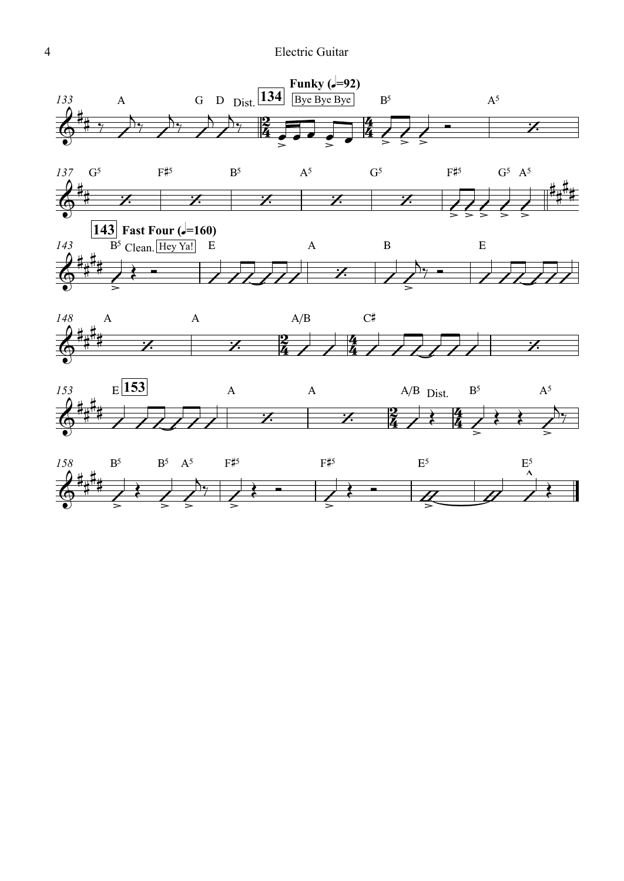133 A G D Dist. **134** Funky (♩=92) Bye Bye Bye $B^5$ $A^5$

137 $G^5$ $F\sharp^5$ $B^5$ $A^5$ $G^5$ $F\sharp^5$ $G^5$ $A^5$

**143** Fast Four (♩=160)

143 $B^5$ Clean. Hey Ya! E A B E

148 A A A/B C♯

153 E **153** A A A/B Dist. $B^5$ $A^5$

158 $B^5$ $B^5$ $A^5$ $F\sharp^5$ $F\sharp^5$ $E^5$ $E^5$